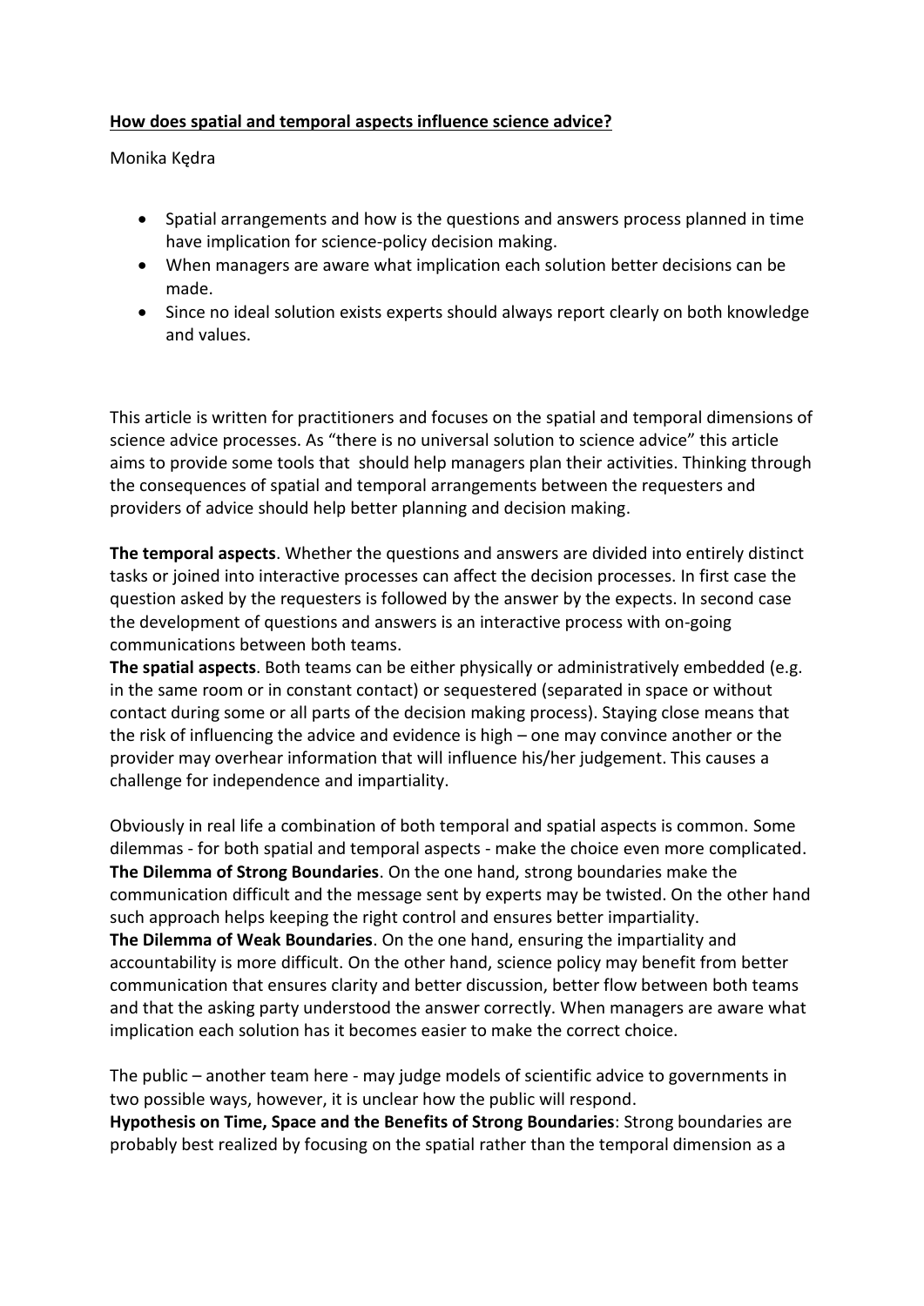**<u>How does spatial and temporal aspects influence science advice?</u>**

Monika Kędra

- Spatial arrangements and how is the questions and answers process planned in time have implication for science-policy decision making.
- When managers are aware what implication each solution better decisions can be made.
- Since no ideal solution exists experts should always report clearly on both knowledge and values.

This article is written for practitioners and focuses on the spatial and temporal dimensions of science advice processes. As "there is no universal solution to science advice" this article aims to provide some tools that should help managers plan their activities. Thinking through the consequences of spatial and temporal arrangements between the requesters and providers of advice should help better planning and decision making.

**The temporal aspects**. Whether the questions and answers are divided into entirely distinct tasks or joined into interactive processes can affect the decision processes. In first case the question asked by the requesters is followed by the answer by the expects. In second case the development of questions and answers is an interactive process with on-going communications between both teams.
**The spatial aspects**. Both teams can be either physically or administratively embedded (e.g. in the same room or in constant contact) or sequestered (separated in space or without contact during some or all parts of the decision making process). Staying close means that the risk of influencing the advice and evidence is high – one may convince another or the provider may overhear information that will influence his/her judgement. This causes a challenge for independence and impartiality.

Obviously in real life a combination of both temporal and spatial aspects is common. Some dilemmas - for both spatial and temporal aspects - make the choice even more complicated.
**The Dilemma of Strong Boundaries**. On the one hand, strong boundaries make the communication difficult and the message sent by experts may be twisted. On the other hand such approach helps keeping the right control and ensures better impartiality.
**The Dilemma of Weak Boundaries**. On the one hand, ensuring the impartiality and accountability is more difficult. On the other hand, science policy may benefit from better communication that ensures clarity and better discussion, better flow between both teams and that the asking party understood the answer correctly. When managers are aware what implication each solution has it becomes easier to make the correct choice.

The public – another team here - may judge models of scientific advice to governments in two possible ways, however, it is unclear how the public will respond.
**Hypothesis on Time, Space and the Benefits of Strong Boundaries**: Strong boundaries are probably best realized by focusing on the spatial rather than the temporal dimension as a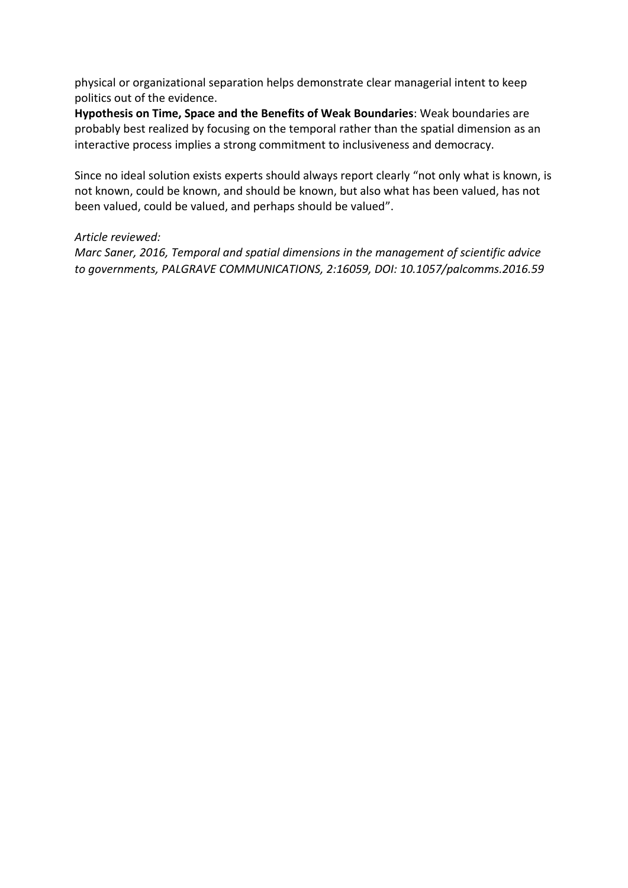physical or organizational separation helps demonstrate clear managerial intent to keep politics out of the evidence.

**Hypothesis on Time, Space and the Benefits of Weak Boundaries**: Weak boundaries are probably best realized by focusing on the temporal rather than the spatial dimension as an interactive process implies a strong commitment to inclusiveness and democracy.

Since no ideal solution exists experts should always report clearly "not only what is known, is not known, could be known, and should be known, but also what has been valued, has not been valued, could be valued, and perhaps should be valued".

*Article reviewed:*

*Marc Saner, 2016, Temporal and spatial dimensions in the management of scientific advice to governments, PALGRAVE COMMUNICATIONS, 2:16059, DOI: 10.1057/palcomms.2016.59*